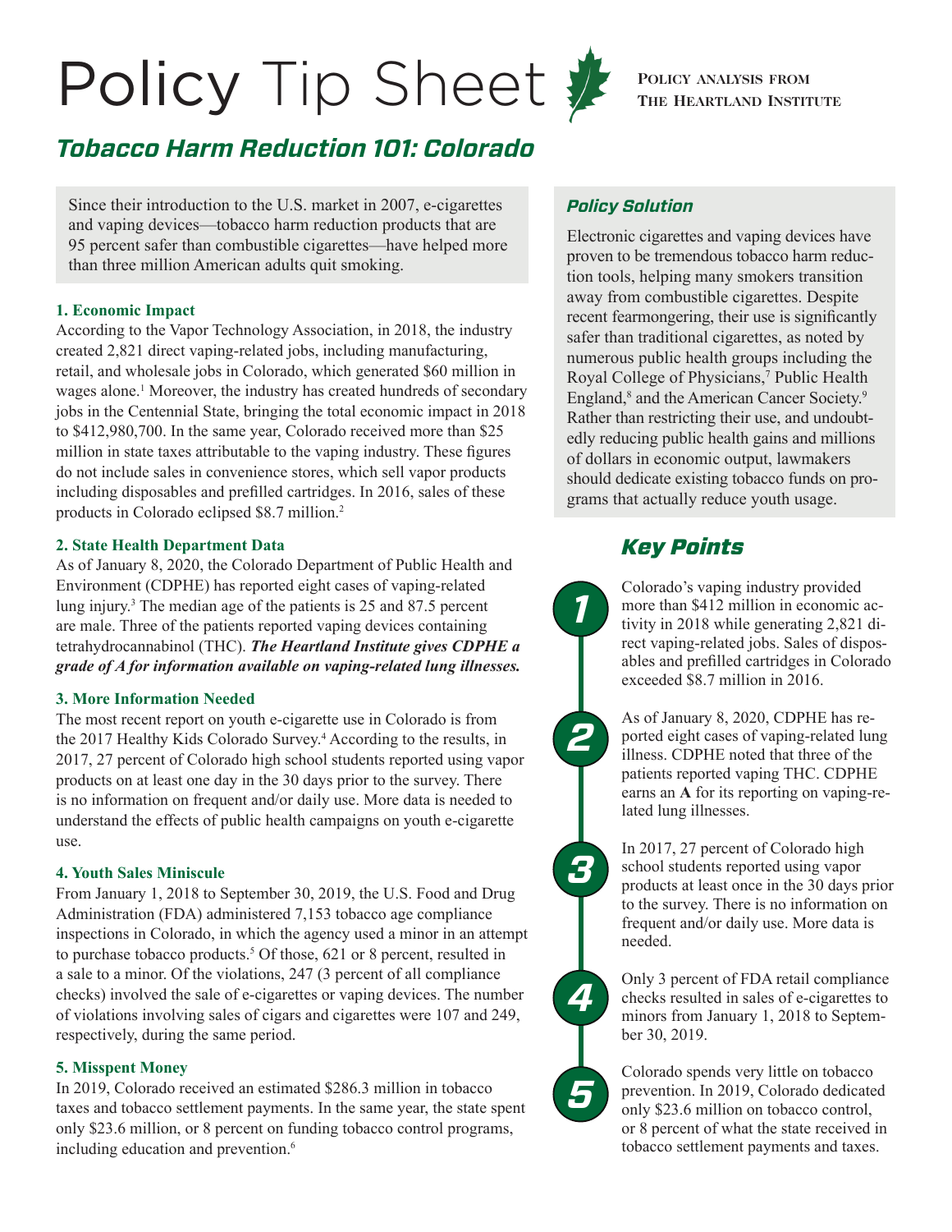# Policy Tip Sheet

**Policy analysis from The Heartland Institute**

## *Tobacco Harm Reduction 101: Colorado*

Since their introduction to the U.S. market in 2007, e-cigarettes and vaping devices—tobacco harm reduction products that are 95 percent safer than combustible cigarettes—have helped more than three million American adults quit smoking.

### 1. Economic Impact

According to the Vapor Technology Association, in 2018, the industry created 2,821 direct vaping-related jobs, including manufacturing, retail, and wholesale jobs in Colorado, which generated $60 million in wages alone.[1] Moreover, the industry has created hundreds of secondary jobs in the Centennial State, bringing the total economic impact in 2018 to $412,980,700. In the same year, Colorado received more than $25 million in state taxes attributable to the vaping industry. These figures do not include sales in convenience stores, which sell vapor products including disposables and prefilled cartridges. In 2016, sales of these products in Colorado eclipsed $8.7 million.[2]

### 2. State Health Department Data

As of January 8, 2020, the Colorado Department of Public Health and Environment (CDPHE) has reported eight cases of vaping-related lung injury.[3] The median age of the patients is 25 and 87.5 percent are male. Three of the patients reported vaping devices containing tetrahydrocannabinol (THC). ***The Heartland Institute gives CDPHE a grade of A for information available on vaping-related lung illnesses.***

### 3. More Information Needed

The most recent report on youth e-cigarette use in Colorado is from the 2017 Healthy Kids Colorado Survey.[4] According to the results, in 2017, 27 percent of Colorado high school students reported using vapor products on at least one day in the 30 days prior to the survey. There is no information on frequent and/or daily use. More data is needed to understand the effects of public health campaigns on youth e-cigarette use.

### 4. Youth Sales Miniscule

From January 1, 2018 to September 30, 2019, the U.S. Food and Drug Administration (FDA) administered 7,153 tobacco age compliance inspections in Colorado, in which the agency used a minor in an attempt to purchase tobacco products.[5] Of those, 621 or 8 percent, resulted in a sale to a minor. Of the violations, 247 (3 percent of all compliance checks) involved the sale of e-cigarettes or vaping devices. The number of violations involving sales of cigars and cigarettes were 107 and 249, respectively, during the same period.

### 5. Misspent Money

In 2019, Colorado received an estimated $286.3 million in tobacco taxes and tobacco settlement payments. In the same year, the state spent only $23.6 million, or 8 percent on funding tobacco control programs, including education and prevention.[6]

## *Policy Solution*

Electronic cigarettes and vaping devices have proven to be tremendous tobacco harm reduction tools, helping many smokers transition away from combustible cigarettes. Despite recent fearmongering, their use is significantly safer than traditional cigarettes, as noted by numerous public health groups including the Royal College of Physicians,[7] Public Health England,[8] and the American Cancer Society.[9] Rather than restricting their use, and undoubtedly reducing public health gains and millions of dollars in economic output, lawmakers should dedicate existing tobacco funds on programs that actually reduce youth usage.

## *Key Points*

1. Colorado's vaping industry provided more than $412 million in economic activity in 2018 while generating 2,821 direct vaping-related jobs. Sales of disposables and prefilled cartridges in Colorado exceeded $8.7 million in 2016.

2. As of January 8, 2020, CDPHE has reported eight cases of vaping-related lung illness. CDPHE noted that three of the patients reported vaping THC. CDPHE earns an **A** for its reporting on vaping-related lung illnesses.

3. In 2017, 27 percent of Colorado high school students reported using vapor products at least once in the 30 days prior to the survey. There is no information on frequent and/or daily use. More data is needed.

4. Only 3 percent of FDA retail compliance checks resulted in sales of e-cigarettes to minors from January 1, 2018 to September 30, 2019.

5. Colorado spends very little on tobacco prevention. In 2019, Colorado dedicated only $23.6 million on tobacco control, or 8 percent of what the state received in tobacco settlement payments and taxes.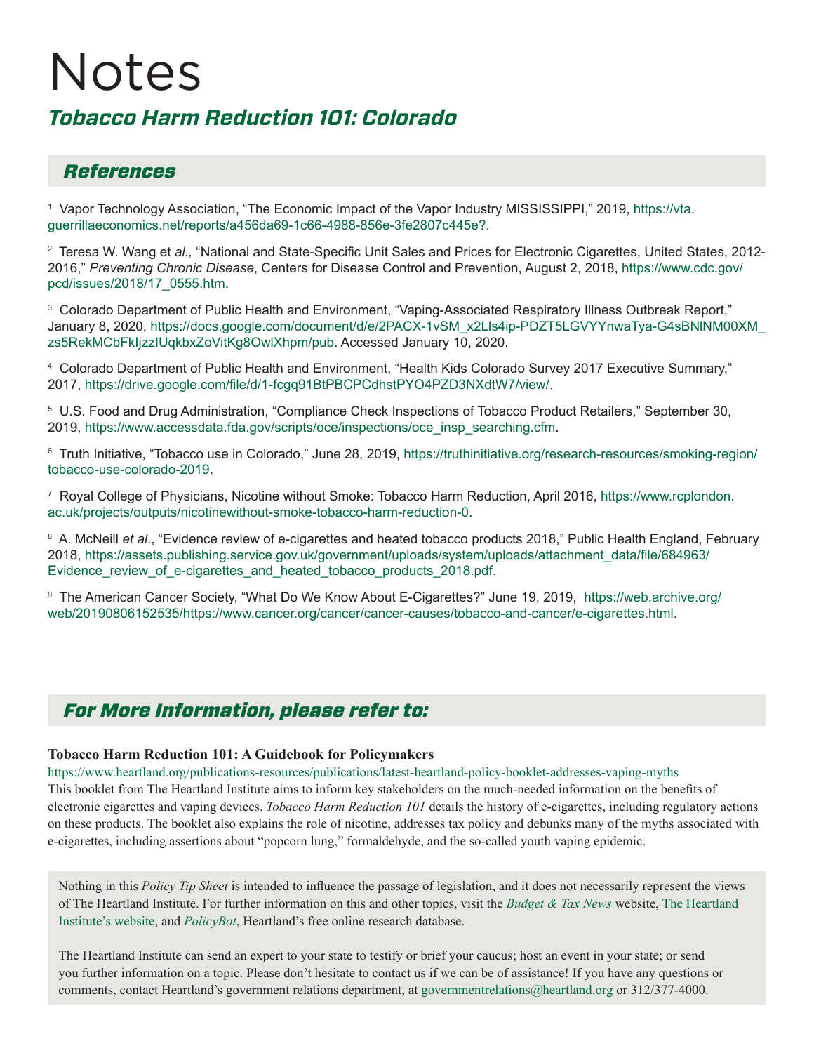# Notes

## *Tobacco Harm Reduction 101: Colorado*

## *References*

[1] Vapor Technology Association, "The Economic Impact of the Vapor Industry MISSISSIPPI," 2019, https://vta.guerrillaeconomics.net/reports/a456da69-1c66-4988-856e-3fe2807c445e?.

[2] Teresa W. Wang et *al.,* "National and State-Specific Unit Sales and Prices for Electronic Cigarettes, United States, 2012-2016," *Preventing Chronic Disease*, Centers for Disease Control and Prevention, August 2, 2018, https://www.cdc.gov/pcd/issues/2018/17_0555.htm.

[3] Colorado Department of Public Health and Environment, "Vaping-Associated Respiratory Illness Outbreak Report," January 8, 2020, https://docs.google.com/document/d/e/2PACX-1vSM_x2Lls4ip-PDZT5LGVYYnwaTya-G4sBNlNM00XM_zs5RekMCbFkljzzIUqkbxZoVitKg8OwlXhpm/pub. Accessed January 10, 2020.

[4] Colorado Department of Public Health and Environment, "Health Kids Colorado Survey 2017 Executive Summary," 2017, https://drive.google.com/file/d/1-fcgq91BtPBCPCdhstPYO4PZD3NXdtW7/view/.

[5] U.S. Food and Drug Administration, "Compliance Check Inspections of Tobacco Product Retailers," September 30, 2019, https://www.accessdata.fda.gov/scripts/oce/inspections/oce_insp_searching.cfm.

[6] Truth Initiative, "Tobacco use in Colorado," June 28, 2019, https://truthinitiative.org/research-resources/smoking-region/tobacco-use-colorado-2019.

[7] Royal College of Physicians, Nicotine without Smoke: Tobacco Harm Reduction, April 2016, https://www.rcplondon.ac.uk/projects/outputs/nicotinewithout-smoke-tobacco-harm-reduction-0.

[8] A. McNeill *et al*., "Evidence review of e-cigarettes and heated tobacco products 2018," Public Health England, February 2018, https://assets.publishing.service.gov.uk/government/uploads/system/uploads/attachment_data/file/684963/Evidence_review_of_e-cigarettes_and_heated_tobacco_products_2018.pdf.

[9] The American Cancer Society, "What Do We Know About E-Cigarettes?" June 19, 2019, https://web.archive.org/web/20190806152535/https://www.cancer.org/cancer/cancer-causes/tobacco-and-cancer/e-cigarettes.html.

## *For More Information, please refer to:*

**Tobacco Harm Reduction 101: A Guidebook for Policymakers**

https://www.heartland.org/publications-resources/publications/latest-heartland-policy-booklet-addresses-vaping-myths

This booklet from The Heartland Institute aims to inform key stakeholders on the much-needed information on the benefits of electronic cigarettes and vaping devices. *Tobacco Harm Reduction 101* details the history of e-cigarettes, including regulatory actions on these products. The booklet also explains the role of nicotine, addresses tax policy and debunks many of the myths associated with e-cigarettes, including assertions about "popcorn lung," formaldehyde, and the so-called youth vaping epidemic.

Nothing in this *Policy Tip Sheet* is intended to influence the passage of legislation, and it does not necessarily represent the views of The Heartland Institute. For further information on this and other topics, visit the *Budget & Tax News* website, The Heartland Institute's website, and *PolicyBot*, Heartland's free online research database.

The Heartland Institute can send an expert to your state to testify or brief your caucus; host an event in your state; or send you further information on a topic. Please don't hesitate to contact us if we can be of assistance! If you have any questions or comments, contact Heartland's government relations department, at governmentrelations@heartland.org or 312/377-4000.